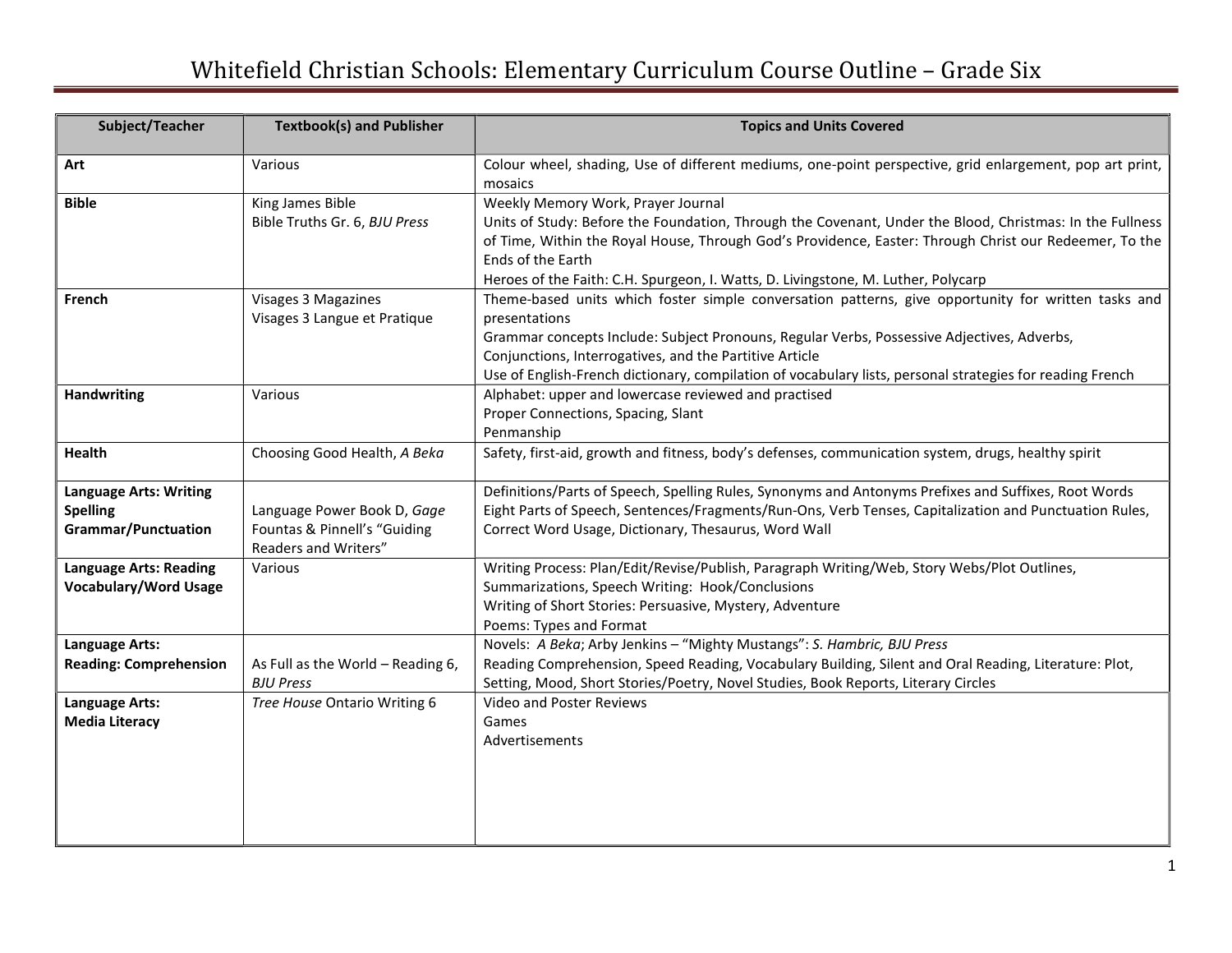# Whitefield Christian Schools: Elementary Curriculum Course Outline – Grade Six

| Subject/Teacher | Textbook(s) and Publisher | Topics and Units Covered |
|---|---|---|
| **Art** | Various | Colour wheel, shading, Use of different mediums, one-point perspective, grid enlargement, pop art print, mosaics |
| **Bible** | King James Bible<br>Bible Truths Gr. 6, *BJU Press* | Weekly Memory Work, Prayer Journal<br>Units of Study: Before the Foundation, Through the Covenant, Under the Blood, Christmas: In the Fullness of Time, Within the Royal House, Through God's Providence, Easter: Through Christ our Redeemer, To the Ends of the Earth<br>Heroes of the Faith: C.H. Spurgeon, I. Watts, D. Livingstone, M. Luther, Polycarp |
| **French** | Visages 3 Magazines<br>Visages 3 Langue et Pratique | Theme-based units which foster simple conversation patterns, give opportunity for written tasks and presentations<br>Grammar concepts Include: Subject Pronouns, Regular Verbs, Possessive Adjectives, Adverbs, Conjunctions, Interrogatives, and the Partitive Article<br>Use of English-French dictionary, compilation of vocabulary lists, personal strategies for reading French |
| **Handwriting** | Various | Alphabet: upper and lowercase reviewed and practised<br>Proper Connections, Spacing, Slant<br>Penmanship |
| **Health** | Choosing Good Health, *A Beka* | Safety, first-aid, growth and fitness, body's defenses, communication system, drugs, healthy spirit |
| **Language Arts: Writing Spelling Grammar/Punctuation** | Language Power Book D, *Gage*<br>Fountas & Pinnell's "Guiding Readers and Writers" | Definitions/Parts of Speech, Spelling Rules, Synonyms and Antonyms Prefixes and Suffixes, Root Words<br>Eight Parts of Speech, Sentences/Fragments/Run-Ons, Verb Tenses, Capitalization and Punctuation Rules, Correct Word Usage, Dictionary, Thesaurus, Word Wall |
| **Language Arts: Reading Vocabulary/Word Usage** | Various | Writing Process: Plan/Edit/Revise/Publish, Paragraph Writing/Web, Story Webs/Plot Outlines, Summarizations, Speech Writing: Hook/Conclusions<br>Writing of Short Stories: Persuasive, Mystery, Adventure<br>Poems: Types and Format |
| **Language Arts: Reading: Comprehension** | As Full as the World – Reading 6, *BJU Press* | Novels: *A Beka*; Arby Jenkins – "Mighty Mustangs": *S. Hambric, BJU Press*<br>Reading Comprehension, Speed Reading, Vocabulary Building, Silent and Oral Reading, Literature: Plot, Setting, Mood, Short Stories/Poetry, Novel Studies, Book Reports, Literary Circles |
| **Language Arts: Media Literacy** | *Tree House* Ontario Writing 6 | Video and Poster Reviews<br>Games<br>Advertisements |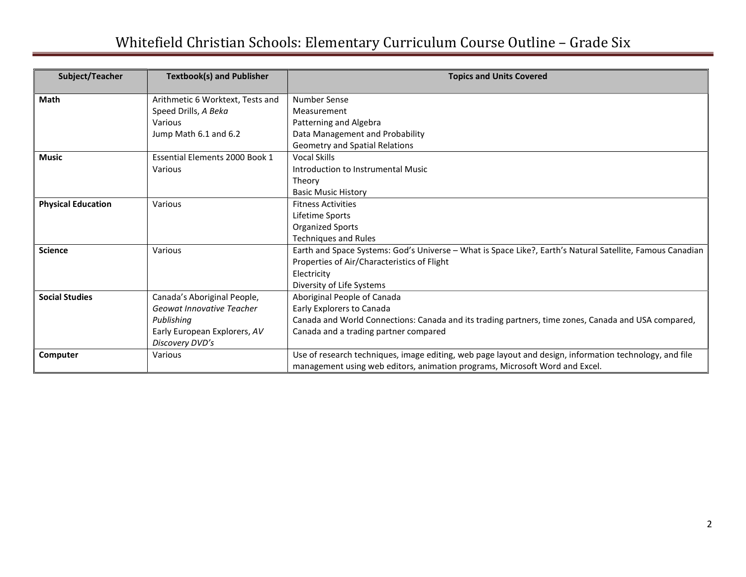# Whitefield Christian Schools: Elementary Curriculum Course Outline – Grade Six

| Subject/Teacher | Textbook(s) and Publisher | Topics and Units Covered |
|---|---|---|
| **Math** | Arithmetic 6 Worktext, Tests and Speed Drills, *A Beka*<br>Various<br>Jump Math 6.1 and 6.2 | Number Sense<br>Measurement<br>Patterning and Algebra<br>Data Management and Probability<br>Geometry and Spatial Relations |
| **Music** | Essential Elements 2000 Book 1<br>Various | Vocal Skills<br>Introduction to Instrumental Music<br>Theory<br>Basic Music History |
| **Physical Education** | Various | Fitness Activities<br>Lifetime Sports<br>Organized Sports<br>Techniques and Rules |
| **Science** | Various | Earth and Space Systems: God's Universe – What is Space Like?, Earth's Natural Satellite, Famous Canadian<br>Properties of Air/Characteristics of Flight<br>Electricity<br>Diversity of Life Systems |
| **Social Studies** | Canada's Aboriginal People, *Geowat Innovative Teacher Publishing*<br>Early European Explorers, *AV Discovery DVD's* | Aboriginal People of Canada<br>Early Explorers to Canada<br>Canada and World Connections: Canada and its trading partners, time zones, Canada and USA compared, Canada and a trading partner compared |
| **Computer** | Various | Use of research techniques, image editing, web page layout and design, information technology, and file management using web editors, animation programs, Microsoft Word and Excel. |